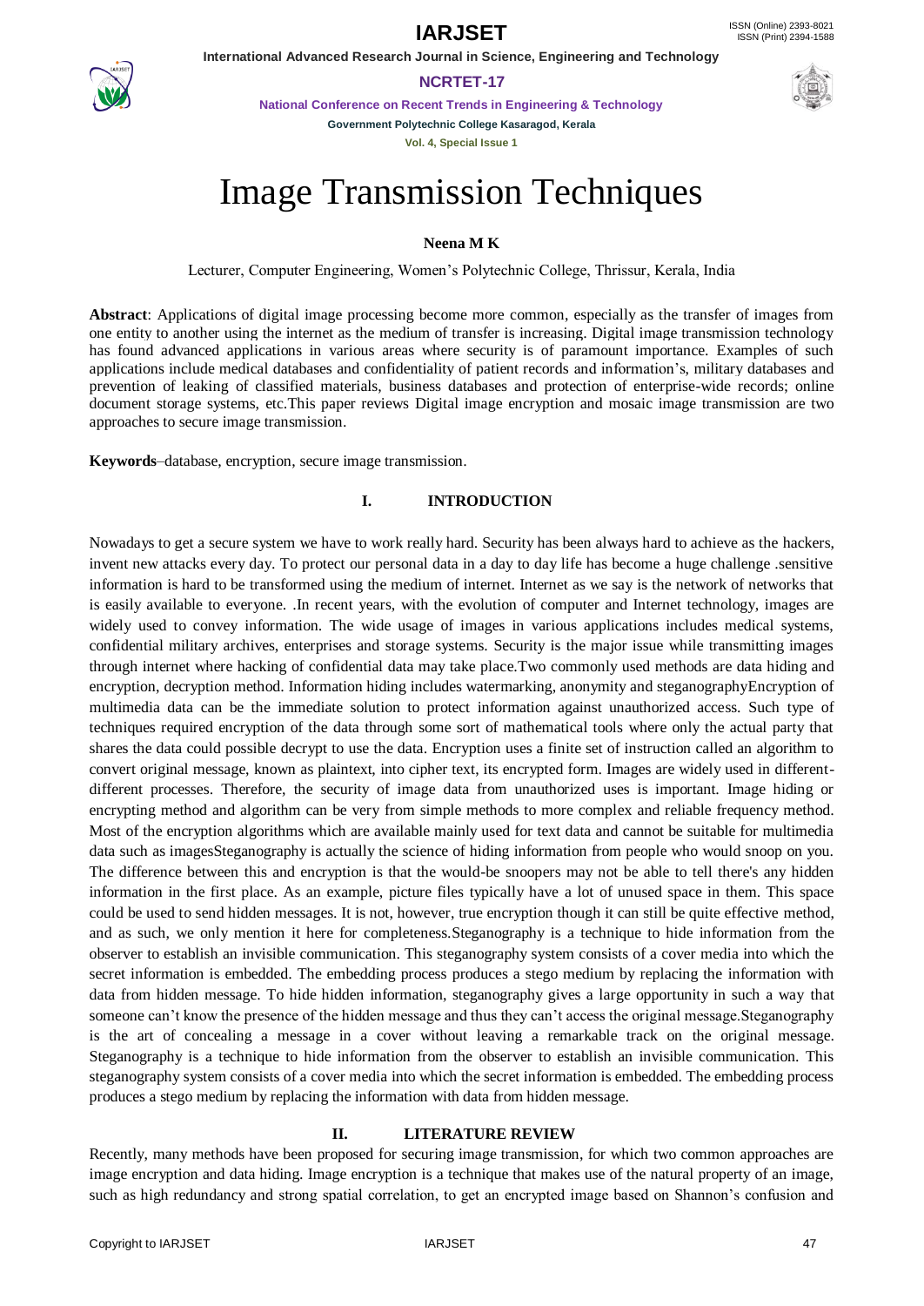# Image Transmission Techniques

**Neena M K**

Lecturer, Computer Engineering, Women's Polytechnic College, Thrissur, Kerala, India

**Abstract**: Applications of digital image processing become more common, especially as the transfer of images from one entity to another using the internet as the medium of transfer is increasing. Digital image transmission technology has found advanced applications in various areas where security is of paramount importance. Examples of such applications include medical databases and confidentiality of patient records and information's, military databases and prevention of leaking of classified materials, business databases and protection of enterprise-wide records; online document storage systems, etc.This paper reviews Digital image encryption and mosaic image transmission are two approaches to secure image transmission.

**Keywords**–database, encryption, secure image transmission.

## I. INTRODUCTION

Nowadays to get a secure system we have to work really hard. Security has been always hard to achieve as the hackers, invent new attacks every day. To protect our personal data in a day to day life has become a huge challenge .sensitive information is hard to be transformed using the medium of internet. Internet as we say is the network of networks that is easily available to everyone. .In recent years, with the evolution of computer and Internet technology, images are widely used to convey information. The wide usage of images in various applications includes medical systems, confidential military archives, enterprises and storage systems. Security is the major issue while transmitting images through internet where hacking of confidential data may take place.Two commonly used methods are data hiding and encryption, decryption method. Information hiding includes watermarking, anonymity and steganographyEncryption of multimedia data can be the immediate solution to protect information against unauthorized access. Such type of techniques required encryption of the data through some sort of mathematical tools where only the actual party that shares the data could possible decrypt to use the data. Encryption uses a finite set of instruction called an algorithm to convert original message, known as plaintext, into cipher text, its encrypted form. Images are widely used in different-different processes. Therefore, the security of image data from unauthorized uses is important. Image hiding or encrypting method and algorithm can be very from simple methods to more complex and reliable frequency method. Most of the encryption algorithms which are available mainly used for text data and cannot be suitable for multimedia data such as imagesSteganography is actually the science of hiding information from people who would snoop on you. The difference between this and encryption is that the would-be snoopers may not be able to tell there's any hidden information in the first place. As an example, picture files typically have a lot of unused space in them. This space could be used to send hidden messages. It is not, however, true encryption though it can still be quite effective method, and as such, we only mention it here for completeness.Steganography is a technique to hide information from the observer to establish an invisible communication. This steganography system consists of a cover media into which the secret information is embedded. The embedding process produces a stego medium by replacing the information with data from hidden message. To hide hidden information, steganography gives a large opportunity in such a way that someone can't know the presence of the hidden message and thus they can't access the original message.Steganography is the art of concealing a message in a cover without leaving a remarkable track on the original message. Steganography is a technique to hide information from the observer to establish an invisible communication. This steganography system consists of a cover media into which the secret information is embedded. The embedding process produces a stego medium by replacing the information with data from hidden message.

## II. LITERATURE REVIEW

Recently, many methods have been proposed for securing image transmission, for which two common approaches are image encryption and data hiding. Image encryption is a technique that makes use of the natural property of an image, such as high redundancy and strong spatial correlation, to get an encrypted image based on Shannon's confusion and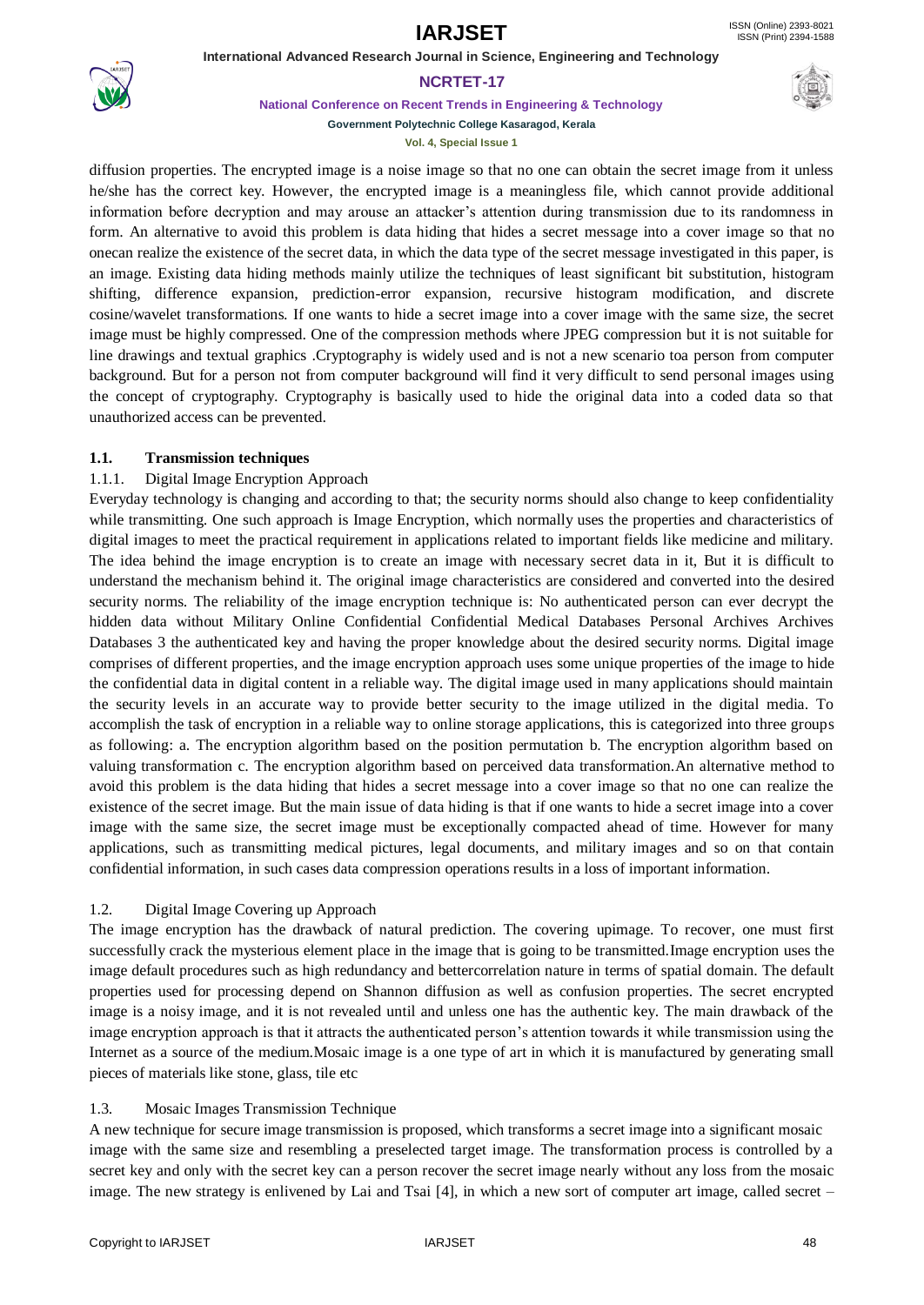diffusion properties. The encrypted image is a noise image so that no one can obtain the secret image from it unless he/she has the correct key. However, the encrypted image is a meaningless file, which cannot provide additional information before decryption and may arouse an attacker's attention during transmission due to its randomness in form. An alternative to avoid this problem is data hiding that hides a secret message into a cover image so that no onecan realize the existence of the secret data, in which the data type of the secret message investigated in this paper, is an image. Existing data hiding methods mainly utilize the techniques of least significant bit substitution, histogram shifting, difference expansion, prediction-error expansion, recursive histogram modification, and discrete cosine/wavelet transformations. If one wants to hide a secret image into a cover image with the same size, the secret image must be highly compressed. One of the compression methods where JPEG compression but it is not suitable for line drawings and textual graphics .Cryptography is widely used and is not a new scenario toa person from computer background. But for a person not from computer background will find it very difficult to send personal images using the concept of cryptography. Cryptography is basically used to hide the original data into a coded data so that unauthorized access can be prevented.

### 1.1. Transmission techniques

#### 1.1.1. Digital Image Encryption Approach

Everyday technology is changing and according to that; the security norms should also change to keep confidentiality while transmitting. One such approach is Image Encryption, which normally uses the properties and characteristics of digital images to meet the practical requirement in applications related to important fields like medicine and military. The idea behind the image encryption is to create an image with necessary secret data in it, But it is difficult to understand the mechanism behind it. The original image characteristics are considered and converted into the desired security norms. The reliability of the image encryption technique is: No authenticated person can ever decrypt the hidden data without Military Online Confidential Confidential Medical Databases Personal Archives Archives Databases 3 the authenticated key and having the proper knowledge about the desired security norms. Digital image comprises of different properties, and the image encryption approach uses some unique properties of the image to hide the confidential data in digital content in a reliable way. The digital image used in many applications should maintain the security levels in an accurate way to provide better security to the image utilized in the digital media. To accomplish the task of encryption in a reliable way to online storage applications, this is categorized into three groups as following: a. The encryption algorithm based on the position permutation b. The encryption algorithm based on valuing transformation c. The encryption algorithm based on perceived data transformation.An alternative method to avoid this problem is the data hiding that hides a secret message into a cover image so that no one can realize the existence of the secret image. But the main issue of data hiding is that if one wants to hide a secret image into a cover image with the same size, the secret image must be exceptionally compacted ahead of time. However for many applications, such as transmitting medical pictures, legal documents, and military images and so on that contain confidential information, in such cases data compression operations results in a loss of important information.

### 1.2. Digital Image Covering up Approach

The image encryption has the drawback of natural prediction. The covering upimage. To recover, one must first successfully crack the mysterious element place in the image that is going to be transmitted.Image encryption uses the image default procedures such as high redundancy and bettercorrelation nature in terms of spatial domain. The default properties used for processing depend on Shannon diffusion as well as confusion properties. The secret encrypted image is a noisy image, and it is not revealed until and unless one has the authentic key. The main drawback of the image encryption approach is that it attracts the authenticated person's attention towards it while transmission using the Internet as a source of the medium.Mosaic image is a one type of art in which it is manufactured by generating small pieces of materials like stone, glass, tile etc

### 1.3. Mosaic Images Transmission Technique

A new technique for secure image transmission is proposed, which transforms a secret image into a significant mosaic image with the same size and resembling a preselected target image. The transformation process is controlled by a secret key and only with the secret key can a person recover the secret image nearly without any loss from the mosaic image. The new strategy is enlivened by Lai and Tsai [4], in which a new sort of computer art image, called secret –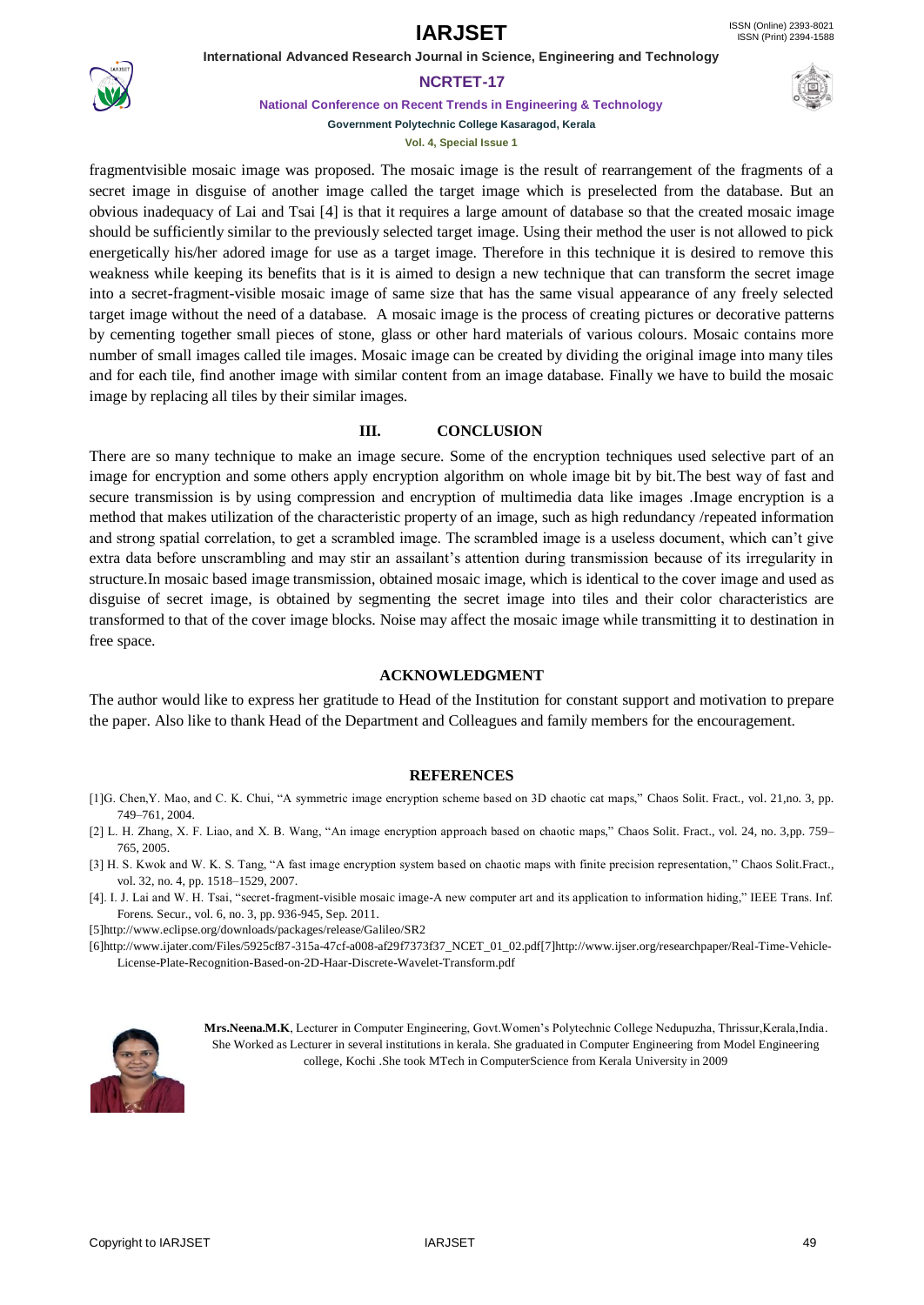fragmentvisible mosaic image was proposed. The mosaic image is the result of rearrangement of the fragments of a secret image in disguise of another image called the target image which is preselected from the database. But an obvious inadequacy of Lai and Tsai [4] is that it requires a large amount of database so that the created mosaic image should be sufficiently similar to the previously selected target image. Using their method the user is not allowed to pick energetically his/her adored image for use as a target image. Therefore in this technique it is desired to remove this weakness while keeping its benefits that is it is aimed to design a new technique that can transform the secret image into a secret-fragment-visible mosaic image of same size that has the same visual appearance of any freely selected target image without the need of a database. A mosaic image is the process of creating pictures or decorative patterns by cementing together small pieces of stone, glass or other hard materials of various colours. Mosaic contains more number of small images called tile images. Mosaic image can be created by dividing the original image into many tiles and for each tile, find another image with similar content from an image database. Finally we have to build the mosaic image by replacing all tiles by their similar images.

## III. CONCLUSION

There are so many technique to make an image secure. Some of the encryption techniques used selective part of an image for encryption and some others apply encryption algorithm on whole image bit by bit.The best way of fast and secure transmission is by using compression and encryption of multimedia data like images .Image encryption is a method that makes utilization of the characteristic property of an image, such as high redundancy /repeated information and strong spatial correlation, to get a scrambled image. The scrambled image is a useless document, which can't give extra data before unscrambling and may stir an assailant's attention during transmission because of its irregularity in structure.In mosaic based image transmission, obtained mosaic image, which is identical to the cover image and used as disguise of secret image, is obtained by segmenting the secret image into tiles and their color characteristics are transformed to that of the cover image blocks. Noise may affect the mosaic image while transmitting it to destination in free space.

## ACKNOWLEDGMENT

The author would like to express her gratitude to Head of the Institution for constant support and motivation to prepare the paper. Also like to thank Head of the Department and Colleagues and family members for the encouragement.

## REFERENCES

[1]G. Chen,Y. Mao, and C. K. Chui, "A symmetric image encryption scheme based on 3D chaotic cat maps," Chaos Solit. Fract., vol. 21,no. 3, pp. 749–761, 2004.

[2] L. H. Zhang, X. F. Liao, and X. B. Wang, "An image encryption approach based on chaotic maps," Chaos Solit. Fract., vol. 24, no. 3,pp. 759–765, 2005.

[3] H. S. Kwok and W. K. S. Tang, "A fast image encryption system based on chaotic maps with finite precision representation," Chaos Solit.Fract., vol. 32, no. 4, pp. 1518–1529, 2007.

[4]. I. J. Lai and W. H. Tsai, "secret-fragment-visible mosaic image-A new computer art and its application to information hiding," IEEE Trans. Inf. Forens. Secur., vol. 6, no. 3, pp. 936-945, Sep. 2011.

[5]http://www.eclipse.org/downloads/packages/release/Galileo/SR2

[6]http://www.ijater.com/Files/5925cf87-315a-47cf-a008-af29f7373f37_NCET_01_02.pdf[7]http://www.ijser.org/researchpaper/Real-Time-Vehicle-License-Plate-Recognition-Based-on-2D-Haar-Discrete-Wavelet-Transform.pdf

**Mrs.Neena.M.K**, Lecturer in Computer Engineering, Govt.Women's Polytechnic College Nedupuzha, Thrissur,Kerala,India. She Worked as Lecturer in several institutions in kerala. She graduated in Computer Engineering from Model Engineering college, Kochi .She took MTech in ComputerScience from Kerala University in 2009